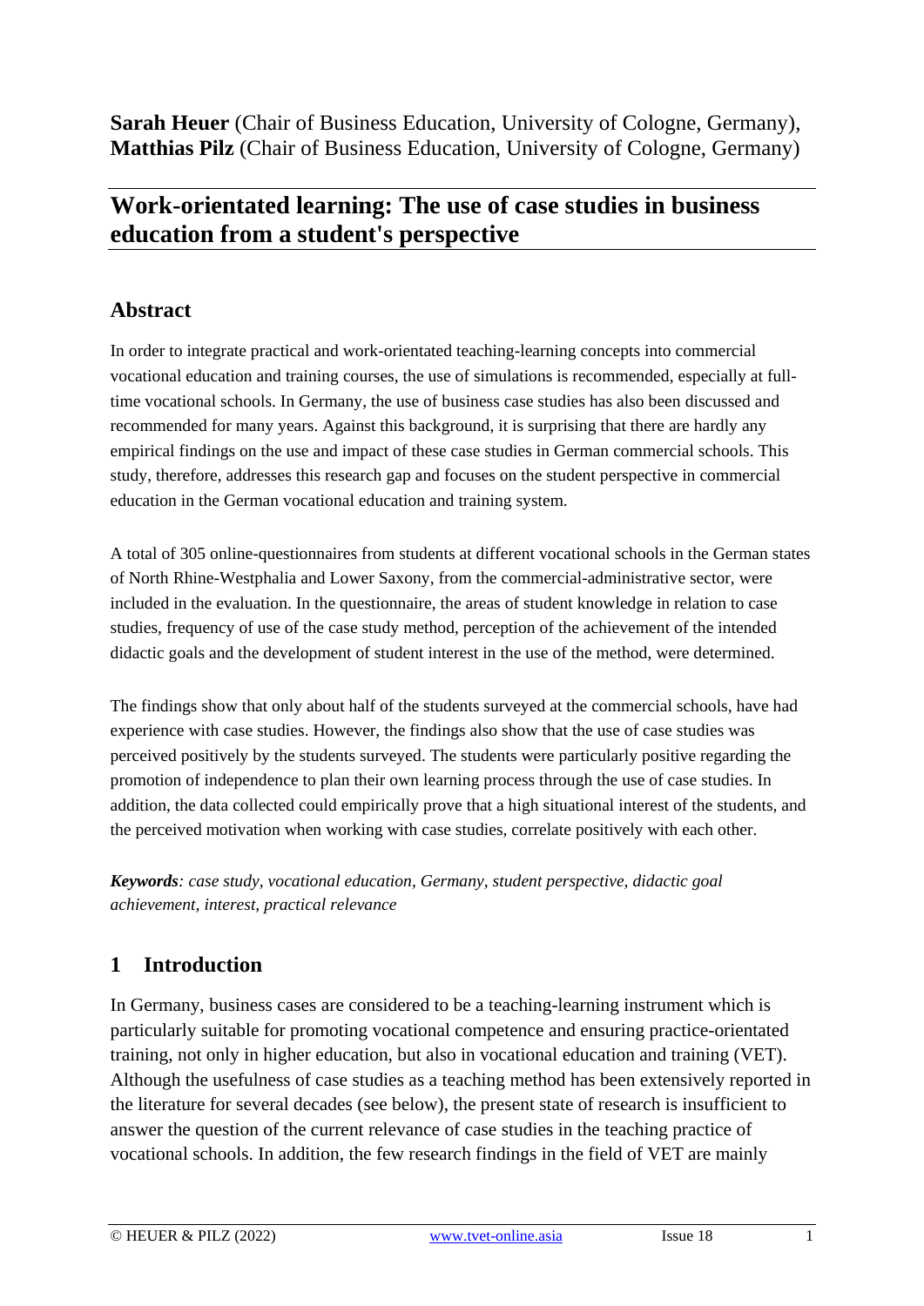**Sarah Heuer** (Chair of Business Education, University of Cologne, Germany), **Matthias Pilz** (Chair of Business Education, University of Cologne, Germany)

# Work-orientated learning: The use of case studies in business education from a student's perspective

## Abstract

In order to integrate practical and work-orientated teaching-learning concepts into commercial vocational education and training courses, the use of simulations is recommended, especially at full-time vocational schools. In Germany, the use of business case studies has also been discussed and recommended for many years. Against this background, it is surprising that there are hardly any empirical findings on the use and impact of these case studies in German commercial schools. This study, therefore, addresses this research gap and focuses on the student perspective in commercial education in the German vocational education and training system.

A total of 305 online-questionnaires from students at different vocational schools in the German states of North Rhine-Westphalia and Lower Saxony, from the commercial-administrative sector, were included in the evaluation. In the questionnaire, the areas of student knowledge in relation to case studies, frequency of use of the case study method, perception of the achievement of the intended didactic goals and the development of student interest in the use of the method, were determined.

The findings show that only about half of the students surveyed at the commercial schools, have had experience with case studies. However, the findings also show that the use of case studies was perceived positively by the students surveyed. The students were particularly positive regarding the promotion of independence to plan their own learning process through the use of case studies. In addition, the data collected could empirically prove that a high situational interest of the students, and the perceived motivation when working with case studies, correlate positively with each other.

***Keywords****: case study, vocational education, Germany, student perspective, didactic goal achievement, interest, practical relevance*

## 1 Introduction

In Germany, business cases are considered to be a teaching-learning instrument which is particularly suitable for promoting vocational competence and ensuring practice-orientated training, not only in higher education, but also in vocational education and training (VET). Although the usefulness of case studies as a teaching method has been extensively reported in the literature for several decades (see below), the present state of research is insufficient to answer the question of the current relevance of case studies in the teaching practice of vocational schools. In addition, the few research findings in the field of VET are mainly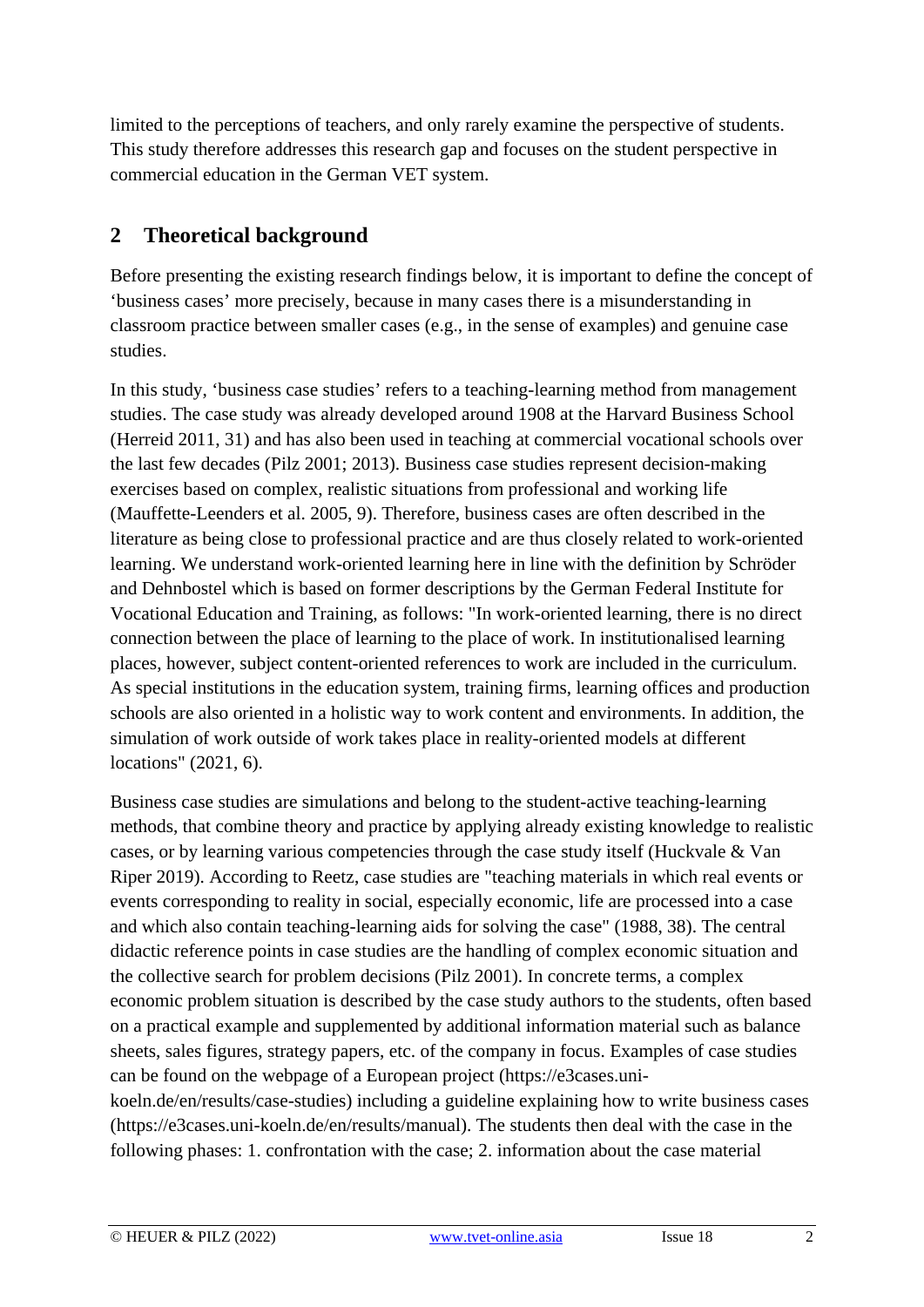limited to the perceptions of teachers, and only rarely examine the perspective of students. This study therefore addresses this research gap and focuses on the student perspective in commercial education in the German VET system.

## 2 Theoretical background

Before presenting the existing research findings below, it is important to define the concept of 'business cases' more precisely, because in many cases there is a misunderstanding in classroom practice between smaller cases (e.g., in the sense of examples) and genuine case studies.

In this study, 'business case studies' refers to a teaching-learning method from management studies. The case study was already developed around 1908 at the Harvard Business School (Herreid 2011, 31) and has also been used in teaching at commercial vocational schools over the last few decades (Pilz 2001; 2013). Business case studies represent decision-making exercises based on complex, realistic situations from professional and working life (Mauffette-Leenders et al. 2005, 9). Therefore, business cases are often described in the literature as being close to professional practice and are thus closely related to work-oriented learning. We understand work-oriented learning here in line with the definition by Schröder and Dehnbostel which is based on former descriptions by the German Federal Institute for Vocational Education and Training, as follows: "In work-oriented learning, there is no direct connection between the place of learning to the place of work. In institutionalised learning places, however, subject content-oriented references to work are included in the curriculum. As special institutions in the education system, training firms, learning offices and production schools are also oriented in a holistic way to work content and environments. In addition, the simulation of work outside of work takes place in reality-oriented models at different locations" (2021, 6).

Business case studies are simulations and belong to the student-active teaching-learning methods, that combine theory and practice by applying already existing knowledge to realistic cases, or by learning various competencies through the case study itself (Huckvale & Van Riper 2019). According to Reetz, case studies are "teaching materials in which real events or events corresponding to reality in social, especially economic, life are processed into a case and which also contain teaching-learning aids for solving the case" (1988, 38). The central didactic reference points in case studies are the handling of complex economic situation and the collective search for problem decisions (Pilz 2001). In concrete terms, a complex economic problem situation is described by the case study authors to the students, often based on a practical example and supplemented by additional information material such as balance sheets, sales figures, strategy papers, etc. of the company in focus. Examples of case studies can be found on the webpage of a European project (https://e3cases.uni-koeln.de/en/results/case-studies) including a guideline explaining how to write business cases (https://e3cases.uni-koeln.de/en/results/manual). The students then deal with the case in the following phases: 1. confrontation with the case; 2. information about the case material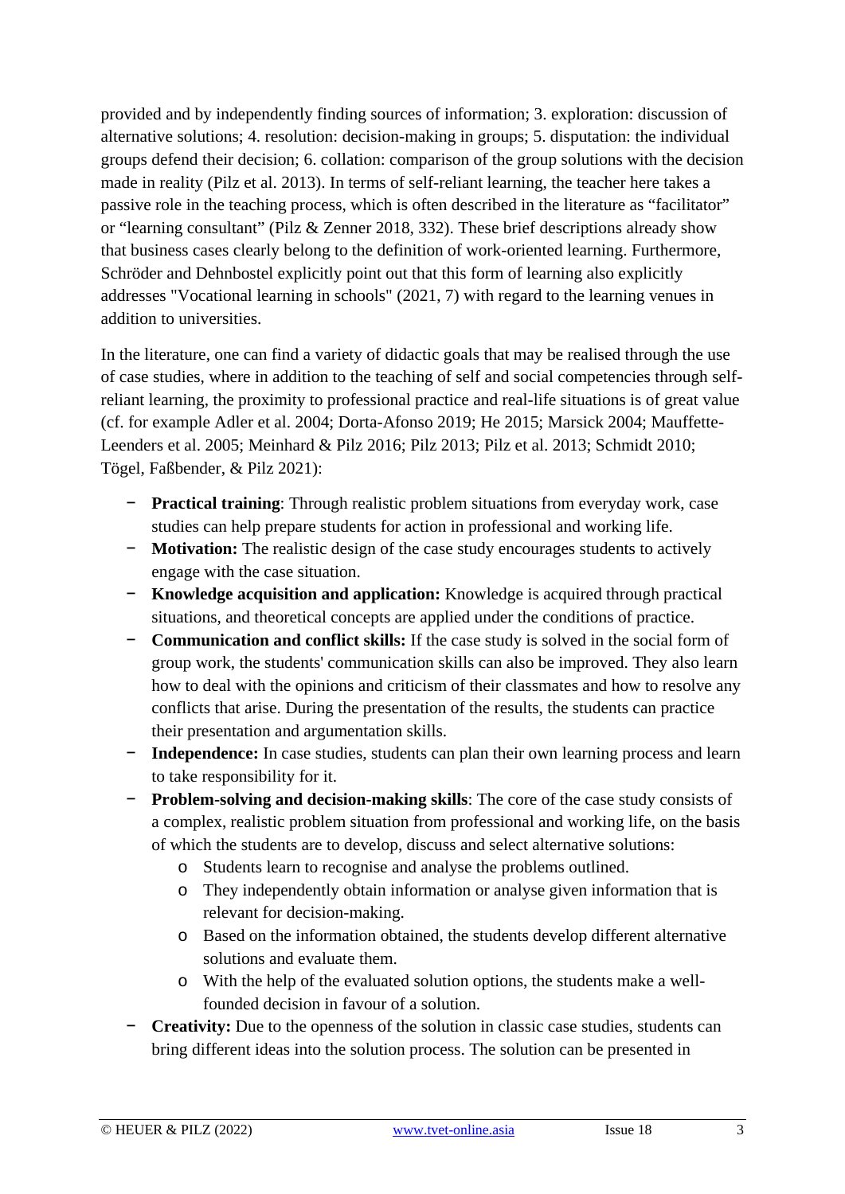provided and by independently finding sources of information; 3. exploration: discussion of alternative solutions; 4. resolution: decision-making in groups; 5. disputation: the individual groups defend their decision; 6. collation: comparison of the group solutions with the decision made in reality (Pilz et al. 2013). In terms of self-reliant learning, the teacher here takes a passive role in the teaching process, which is often described in the literature as "facilitator" or "learning consultant" (Pilz & Zenner 2018, 332). These brief descriptions already show that business cases clearly belong to the definition of work-oriented learning. Furthermore, Schröder and Dehnbostel explicitly point out that this form of learning also explicitly addresses "Vocational learning in schools" (2021, 7) with regard to the learning venues in addition to universities.

In the literature, one can find a variety of didactic goals that may be realised through the use of case studies, where in addition to the teaching of self and social competencies through self-reliant learning, the proximity to professional practice and real-life situations is of great value (cf. for example Adler et al. 2004; Dorta-Afonso 2019; He 2015; Marsick 2004; Mauffette-Leenders et al. 2005; Meinhard & Pilz 2016; Pilz 2013; Pilz et al. 2013; Schmidt 2010; Tögel, Faßbender, & Pilz 2021):

- **Practical training**: Through realistic problem situations from everyday work, case studies can help prepare students for action in professional and working life.
- **Motivation:** The realistic design of the case study encourages students to actively engage with the case situation.
- **Knowledge acquisition and application:** Knowledge is acquired through practical situations, and theoretical concepts are applied under the conditions of practice.
- **Communication and conflict skills:** If the case study is solved in the social form of group work, the students' communication skills can also be improved. They also learn how to deal with the opinions and criticism of their classmates and how to resolve any conflicts that arise. During the presentation of the results, the students can practice their presentation and argumentation skills.
- **Independence:** In case studies, students can plan their own learning process and learn to take responsibility for it.
- **Problem-solving and decision-making skills**: The core of the case study consists of a complex, realistic problem situation from professional and working life, on the basis of which the students are to develop, discuss and select alternative solutions:
  - Students learn to recognise and analyse the problems outlined.
  - They independently obtain information or analyse given information that is relevant for decision-making.
  - Based on the information obtained, the students develop different alternative solutions and evaluate them.
  - With the help of the evaluated solution options, the students make a well-founded decision in favour of a solution.
- **Creativity:** Due to the openness of the solution in classic case studies, students can bring different ideas into the solution process. The solution can be presented in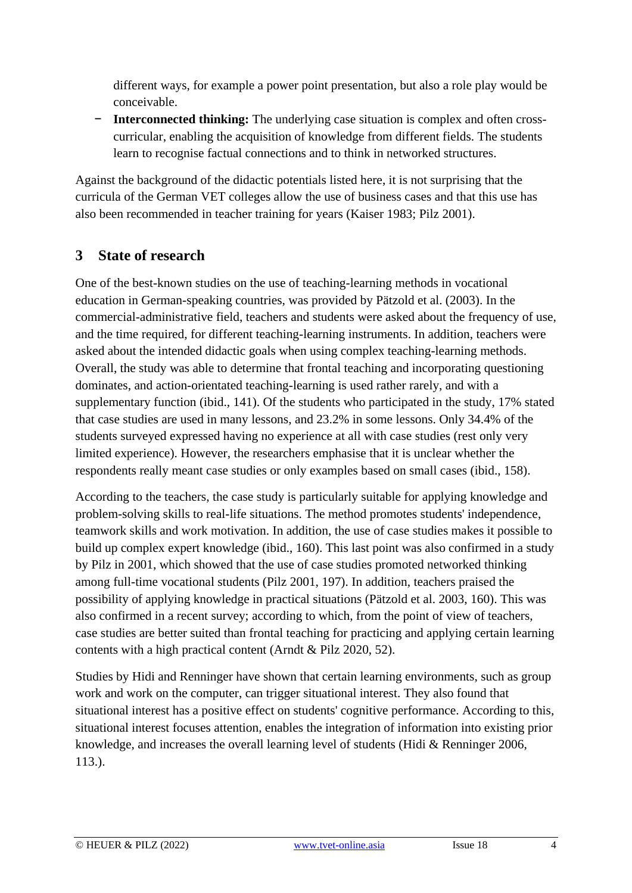different ways, for example a power point presentation, but also a role play would be conceivable.

- **Interconnected thinking:** The underlying case situation is complex and often cross-curricular, enabling the acquisition of knowledge from different fields. The students learn to recognise factual connections and to think in networked structures.

Against the background of the didactic potentials listed here, it is not surprising that the curricula of the German VET colleges allow the use of business cases and that this use has also been recommended in teacher training for years (Kaiser 1983; Pilz 2001).

## 3 State of research

One of the best-known studies on the use of teaching-learning methods in vocational education in German-speaking countries, was provided by Pätzold et al. (2003). In the commercial-administrative field, teachers and students were asked about the frequency of use, and the time required, for different teaching-learning instruments. In addition, teachers were asked about the intended didactic goals when using complex teaching-learning methods. Overall, the study was able to determine that frontal teaching and incorporating questioning dominates, and action-orientated teaching-learning is used rather rarely, and with a supplementary function (ibid., 141). Of the students who participated in the study, 17% stated that case studies are used in many lessons, and 23.2% in some lessons. Only 34.4% of the students surveyed expressed having no experience at all with case studies (rest only very limited experience). However, the researchers emphasise that it is unclear whether the respondents really meant case studies or only examples based on small cases (ibid., 158).

According to the teachers, the case study is particularly suitable for applying knowledge and problem-solving skills to real-life situations. The method promotes students' independence, teamwork skills and work motivation. In addition, the use of case studies makes it possible to build up complex expert knowledge (ibid., 160). This last point was also confirmed in a study by Pilz in 2001, which showed that the use of case studies promoted networked thinking among full-time vocational students (Pilz 2001, 197). In addition, teachers praised the possibility of applying knowledge in practical situations (Pätzold et al. 2003, 160). This was also confirmed in a recent survey; according to which, from the point of view of teachers, case studies are better suited than frontal teaching for practicing and applying certain learning contents with a high practical content (Arndt & Pilz 2020, 52).

Studies by Hidi and Renninger have shown that certain learning environments, such as group work and work on the computer, can trigger situational interest. They also found that situational interest has a positive effect on students' cognitive performance. According to this, situational interest focuses attention, enables the integration of information into existing prior knowledge, and increases the overall learning level of students (Hidi & Renninger 2006, 113.).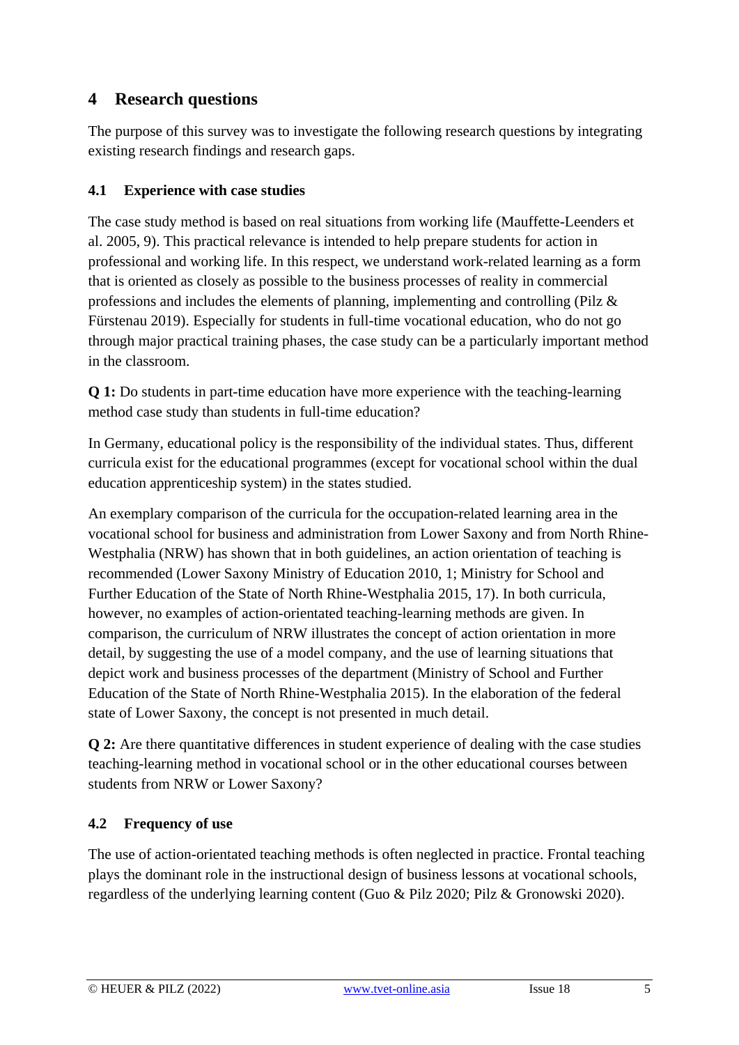## 4 Research questions

The purpose of this survey was to investigate the following research questions by integrating existing research findings and research gaps.

### 4.1 Experience with case studies

The case study method is based on real situations from working life (Mauffette-Leenders et al. 2005, 9). This practical relevance is intended to help prepare students for action in professional and working life. In this respect, we understand work-related learning as a form that is oriented as closely as possible to the business processes of reality in commercial professions and includes the elements of planning, implementing and controlling (Pilz & Fürstenau 2019). Especially for students in full-time vocational education, who do not go through major practical training phases, the case study can be a particularly important method in the classroom.

**Q 1:** Do students in part-time education have more experience with the teaching-learning method case study than students in full-time education?

In Germany, educational policy is the responsibility of the individual states. Thus, different curricula exist for the educational programmes (except for vocational school within the dual education apprenticeship system) in the states studied.

An exemplary comparison of the curricula for the occupation-related learning area in the vocational school for business and administration from Lower Saxony and from North Rhine-Westphalia (NRW) has shown that in both guidelines, an action orientation of teaching is recommended (Lower Saxony Ministry of Education 2010, 1; Ministry for School and Further Education of the State of North Rhine-Westphalia 2015, 17). In both curricula, however, no examples of action-orientated teaching-learning methods are given. In comparison, the curriculum of NRW illustrates the concept of action orientation in more detail, by suggesting the use of a model company, and the use of learning situations that depict work and business processes of the department (Ministry of School and Further Education of the State of North Rhine-Westphalia 2015). In the elaboration of the federal state of Lower Saxony, the concept is not presented in much detail.

**Q 2:** Are there quantitative differences in student experience of dealing with the case studies teaching-learning method in vocational school or in the other educational courses between students from NRW or Lower Saxony?

### 4.2 Frequency of use

The use of action-orientated teaching methods is often neglected in practice. Frontal teaching plays the dominant role in the instructional design of business lessons at vocational schools, regardless of the underlying learning content (Guo & Pilz 2020; Pilz & Gronowski 2020).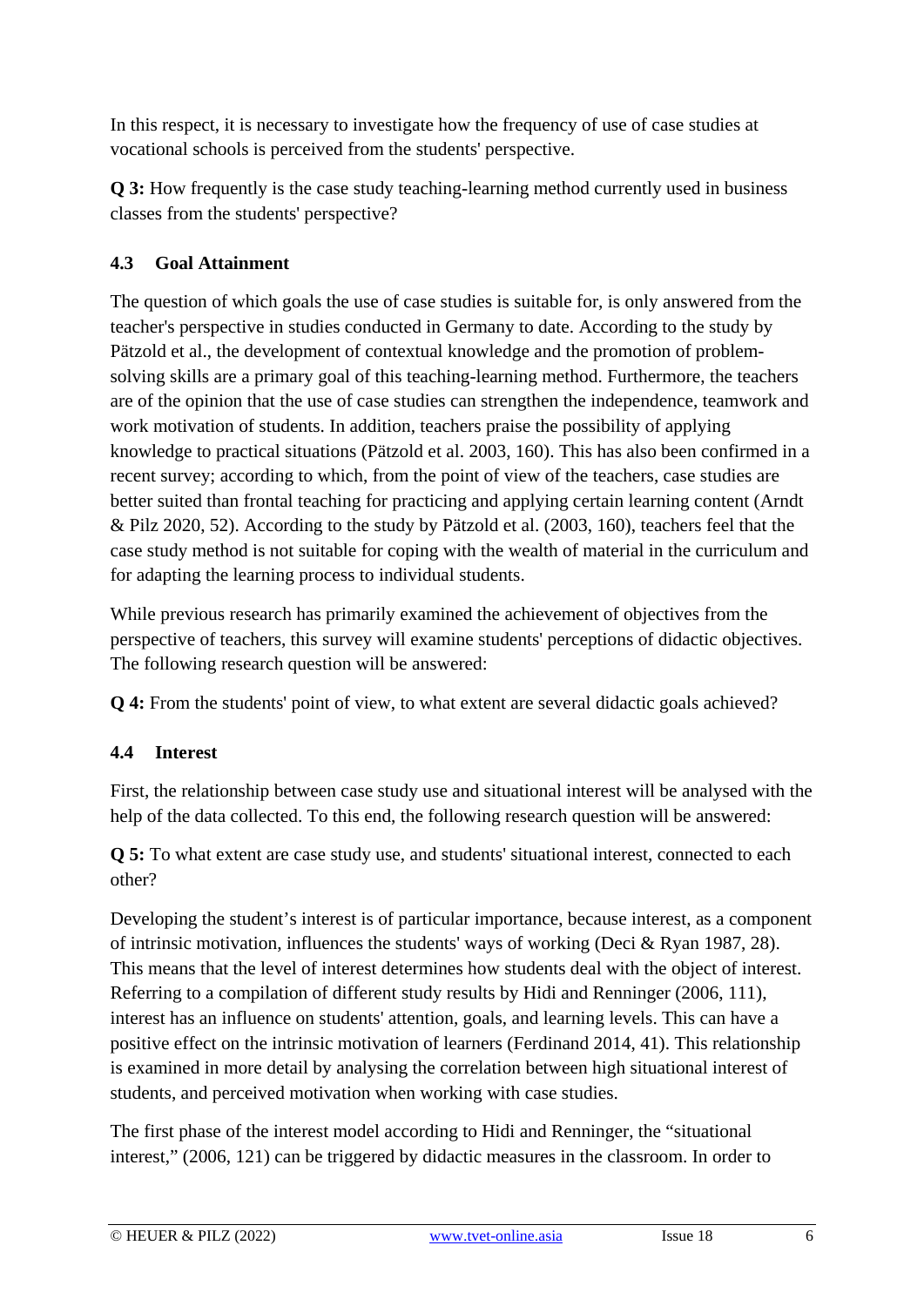In this respect, it is necessary to investigate how the frequency of use of case studies at vocational schools is perceived from the students' perspective.

**Q 3:** How frequently is the case study teaching-learning method currently used in business classes from the students' perspective?

### 4.3 Goal Attainment

The question of which goals the use of case studies is suitable for, is only answered from the teacher's perspective in studies conducted in Germany to date. According to the study by Pätzold et al., the development of contextual knowledge and the promotion of problem-solving skills are a primary goal of this teaching-learning method. Furthermore, the teachers are of the opinion that the use of case studies can strengthen the independence, teamwork and work motivation of students. In addition, teachers praise the possibility of applying knowledge to practical situations (Pätzold et al. 2003, 160). This has also been confirmed in a recent survey; according to which, from the point of view of the teachers, case studies are better suited than frontal teaching for practicing and applying certain learning content (Arndt & Pilz 2020, 52). According to the study by Pätzold et al. (2003, 160), teachers feel that the case study method is not suitable for coping with the wealth of material in the curriculum and for adapting the learning process to individual students.

While previous research has primarily examined the achievement of objectives from the perspective of teachers, this survey will examine students' perceptions of didactic objectives. The following research question will be answered:

**Q 4:** From the students' point of view, to what extent are several didactic goals achieved?

### 4.4 Interest

First, the relationship between case study use and situational interest will be analysed with the help of the data collected. To this end, the following research question will be answered:

**Q 5:** To what extent are case study use, and students' situational interest, connected to each other?

Developing the student's interest is of particular importance, because interest, as a component of intrinsic motivation, influences the students' ways of working (Deci & Ryan 1987, 28). This means that the level of interest determines how students deal with the object of interest. Referring to a compilation of different study results by Hidi and Renninger (2006, 111), interest has an influence on students' attention, goals, and learning levels. This can have a positive effect on the intrinsic motivation of learners (Ferdinand 2014, 41). This relationship is examined in more detail by analysing the correlation between high situational interest of students, and perceived motivation when working with case studies.

The first phase of the interest model according to Hidi and Renninger, the "situational interest," (2006, 121) can be triggered by didactic measures in the classroom. In order to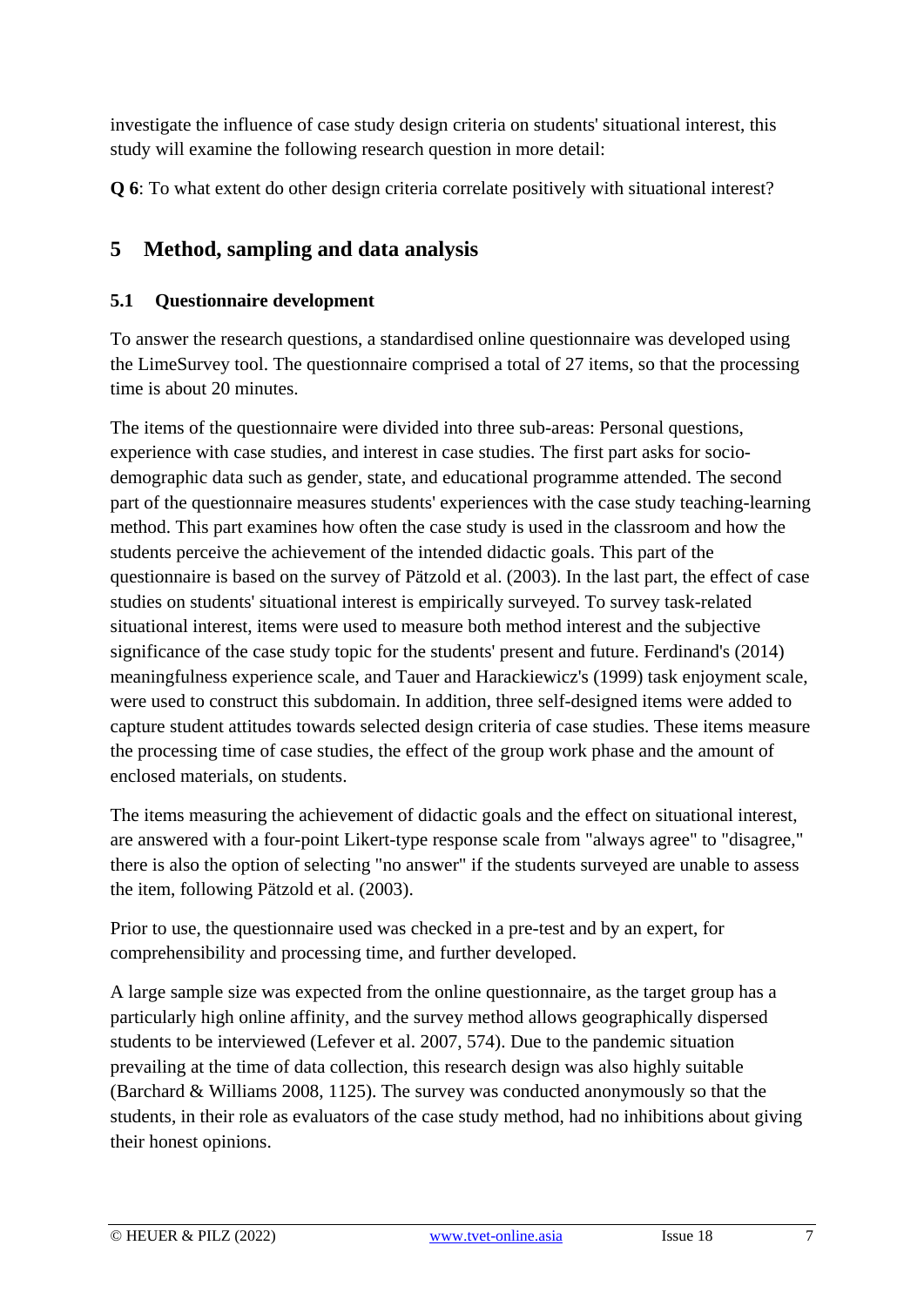investigate the influence of case study design criteria on students' situational interest, this study will examine the following research question in more detail:

**Q 6**: To what extent do other design criteria correlate positively with situational interest?

## 5 Method, sampling and data analysis

### 5.1 Questionnaire development

To answer the research questions, a standardised online questionnaire was developed using the LimeSurvey tool. The questionnaire comprised a total of 27 items, so that the processing time is about 20 minutes.

The items of the questionnaire were divided into three sub-areas: Personal questions, experience with case studies, and interest in case studies. The first part asks for socio-demographic data such as gender, state, and educational programme attended. The second part of the questionnaire measures students' experiences with the case study teaching-learning method. This part examines how often the case study is used in the classroom and how the students perceive the achievement of the intended didactic goals. This part of the questionnaire is based on the survey of Pätzold et al. (2003). In the last part, the effect of case studies on students' situational interest is empirically surveyed. To survey task-related situational interest, items were used to measure both method interest and the subjective significance of the case study topic for the students' present and future. Ferdinand's (2014) meaningfulness experience scale, and Tauer and Harackiewicz's (1999) task enjoyment scale, were used to construct this subdomain. In addition, three self-designed items were added to capture student attitudes towards selected design criteria of case studies. These items measure the processing time of case studies, the effect of the group work phase and the amount of enclosed materials, on students.

The items measuring the achievement of didactic goals and the effect on situational interest, are answered with a four-point Likert-type response scale from "always agree" to "disagree," there is also the option of selecting "no answer" if the students surveyed are unable to assess the item, following Pätzold et al. (2003).

Prior to use, the questionnaire used was checked in a pre-test and by an expert, for comprehensibility and processing time, and further developed.

A large sample size was expected from the online questionnaire, as the target group has a particularly high online affinity, and the survey method allows geographically dispersed students to be interviewed (Lefever et al. 2007, 574). Due to the pandemic situation prevailing at the time of data collection, this research design was also highly suitable (Barchard & Williams 2008, 1125). The survey was conducted anonymously so that the students, in their role as evaluators of the case study method, had no inhibitions about giving their honest opinions.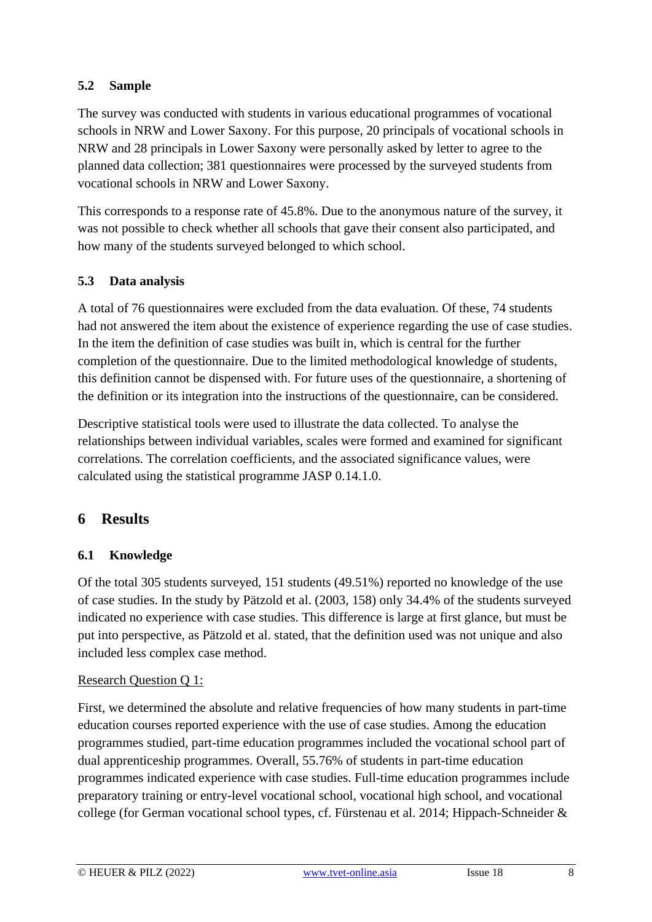### 5.2 Sample

The survey was conducted with students in various educational programmes of vocational schools in NRW and Lower Saxony. For this purpose, 20 principals of vocational schools in NRW and 28 principals in Lower Saxony were personally asked by letter to agree to the planned data collection; 381 questionnaires were processed by the surveyed students from vocational schools in NRW and Lower Saxony.

This corresponds to a response rate of 45.8%. Due to the anonymous nature of the survey, it was not possible to check whether all schools that gave their consent also participated, and how many of the students surveyed belonged to which school.

### 5.3 Data analysis

A total of 76 questionnaires were excluded from the data evaluation. Of these, 74 students had not answered the item about the existence of experience regarding the use of case studies. In the item the definition of case studies was built in, which is central for the further completion of the questionnaire. Due to the limited methodological knowledge of students, this definition cannot be dispensed with. For future uses of the questionnaire, a shortening of the definition or its integration into the instructions of the questionnaire, can be considered.

Descriptive statistical tools were used to illustrate the data collected. To analyse the relationships between individual variables, scales were formed and examined for significant correlations. The correlation coefficients, and the associated significance values, were calculated using the statistical programme JASP 0.14.1.0.

## 6 Results

### 6.1 Knowledge

Of the total 305 students surveyed, 151 students (49.51%) reported no knowledge of the use of case studies. In the study by Pätzold et al. (2003, 158) only 34.4% of the students surveyed indicated no experience with case studies. This difference is large at first glance, but must be put into perspective, as Pätzold et al. stated, that the definition used was not unique and also included less complex case method.

Research Question Q 1:

First, we determined the absolute and relative frequencies of how many students in part-time education courses reported experience with the use of case studies. Among the education programmes studied, part-time education programmes included the vocational school part of dual apprenticeship programmes. Overall, 55.76% of students in part-time education programmes indicated experience with case studies. Full-time education programmes include preparatory training or entry-level vocational school, vocational high school, and vocational college (for German vocational school types, cf. Fürstenau et al. 2014; Hippach-Schneider &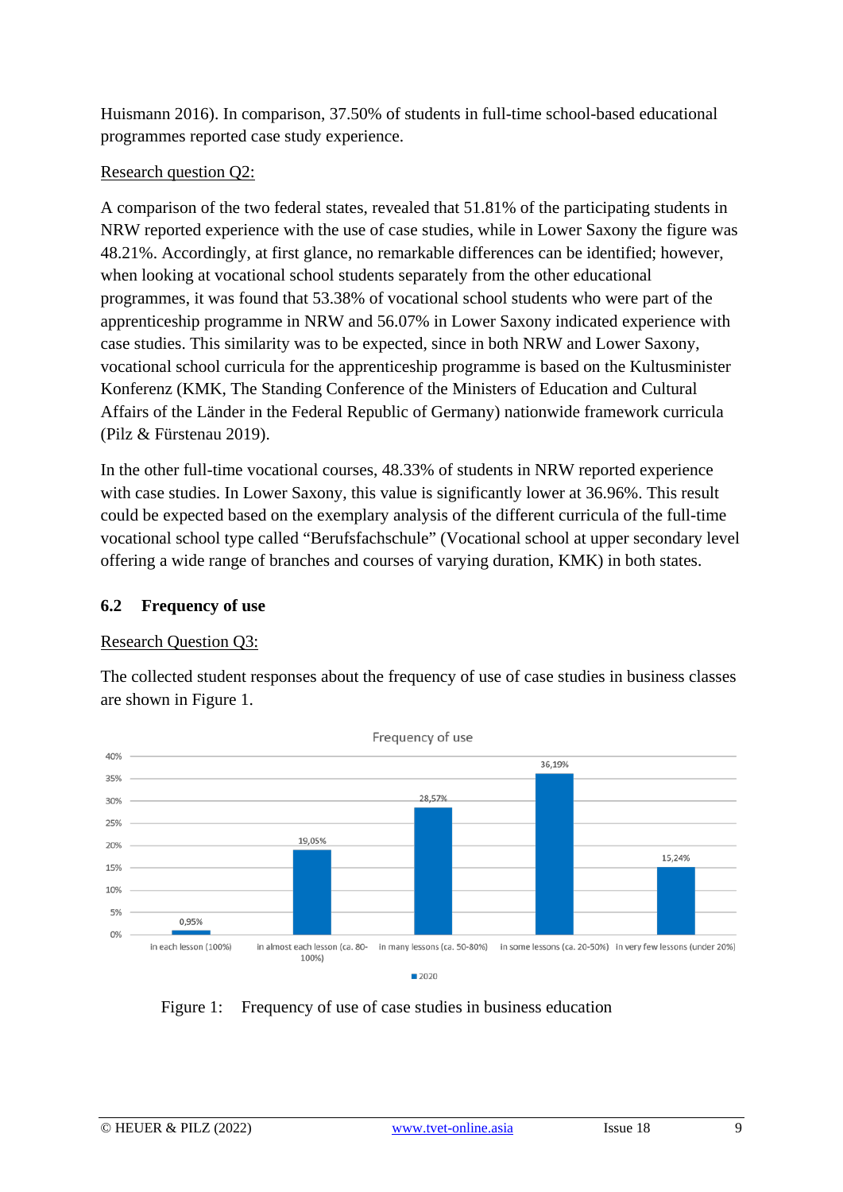Huismann 2016). In comparison, 37.50% of students in full-time school-based educational programmes reported case study experience.

Research question Q2:

A comparison of the two federal states, revealed that 51.81% of the participating students in NRW reported experience with the use of case studies, while in Lower Saxony the figure was 48.21%. Accordingly, at first glance, no remarkable differences can be identified; however, when looking at vocational school students separately from the other educational programmes, it was found that 53.38% of vocational school students who were part of the apprenticeship programme in NRW and 56.07% in Lower Saxony indicated experience with case studies. This similarity was to be expected, since in both NRW and Lower Saxony, vocational school curricula for the apprenticeship programme is based on the Kultusminister Konferenz (KMK, The Standing Conference of the Ministers of Education and Cultural Affairs of the Länder in the Federal Republic of Germany) nationwide framework curricula (Pilz & Fürstenau 2019).

In the other full-time vocational courses, 48.33% of students in NRW reported experience with case studies. In Lower Saxony, this value is significantly lower at 36.96%. This result could be expected based on the exemplary analysis of the different curricula of the full-time vocational school type called "Berufsfachschule" (Vocational school at upper secondary level offering a wide range of branches and courses of varying duration, KMK) in both states.

## 6.2 Frequency of use

Research Question Q3:

The collected student responses about the frequency of use of case studies in business classes are shown in Figure 1.

Frequency of use

| | 2020 |
|---|---|
| in each lesson (100%) | 0,95% |
| in almost each lesson (ca. 80-100%) | 19,05% |
| in many lessons (ca. 50-80%) | 28,57% |
| in some lessons (ca. 20-50%) | 36,19% |
| in very few lessons (under 20%) | 15,24% |

Figure 1: Frequency of use of case studies in business education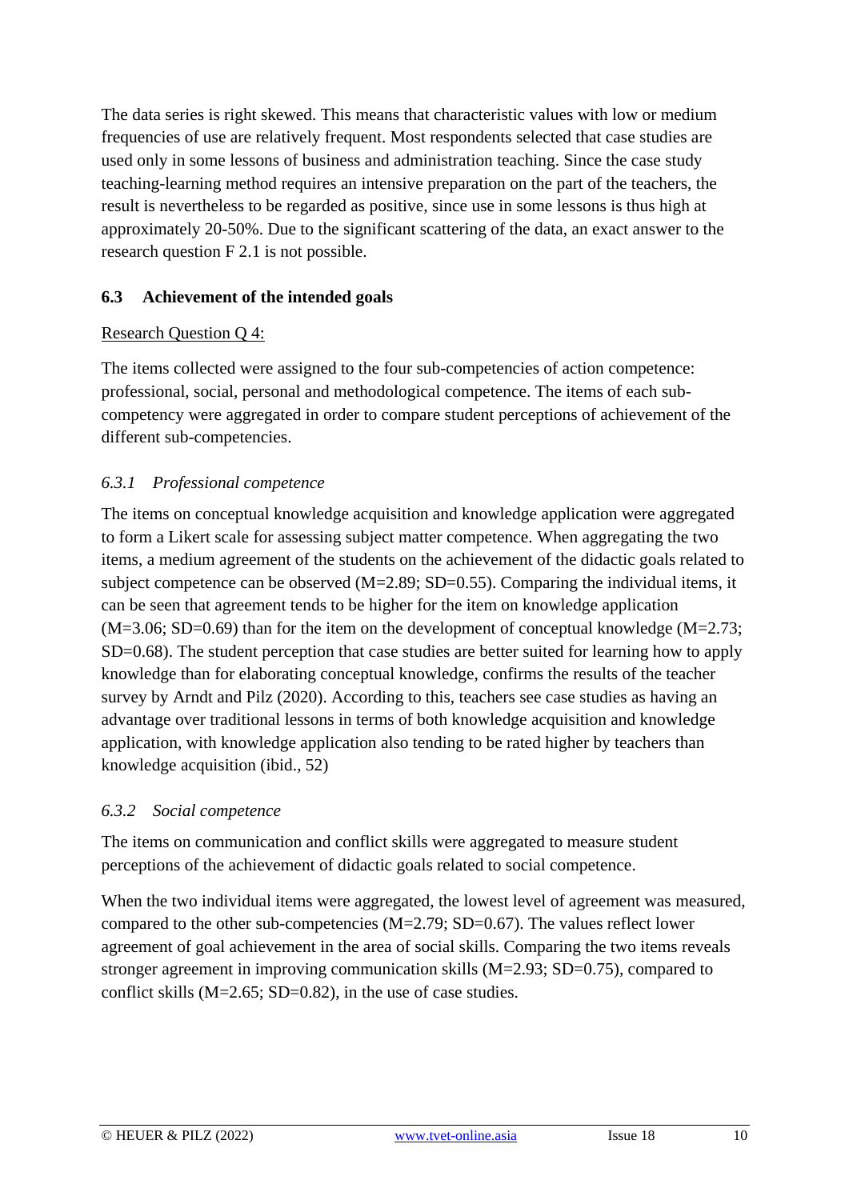The data series is right skewed. This means that characteristic values with low or medium frequencies of use are relatively frequent. Most respondents selected that case studies are used only in some lessons of business and administration teaching. Since the case study teaching-learning method requires an intensive preparation on the part of the teachers, the result is nevertheless to be regarded as positive, since use in some lessons is thus high at approximately 20-50%. Due to the significant scattering of the data, an exact answer to the research question F 2.1 is not possible.

## 6.3 Achievement of the intended goals

Research Question Q 4:

The items collected were assigned to the four sub-competencies of action competence: professional, social, personal and methodological competence. The items of each sub-competency were aggregated in order to compare student perceptions of achievement of the different sub-competencies.

### *6.3.1 Professional competence*

The items on conceptual knowledge acquisition and knowledge application were aggregated to form a Likert scale for assessing subject matter competence. When aggregating the two items, a medium agreement of the students on the achievement of the didactic goals related to subject competence can be observed (M=2.89; SD=0.55). Comparing the individual items, it can be seen that agreement tends to be higher for the item on knowledge application (M=3.06; SD=0.69) than for the item on the development of conceptual knowledge (M=2.73; SD=0.68). The student perception that case studies are better suited for learning how to apply knowledge than for elaborating conceptual knowledge, confirms the results of the teacher survey by Arndt and Pilz (2020). According to this, teachers see case studies as having an advantage over traditional lessons in terms of both knowledge acquisition and knowledge application, with knowledge application also tending to be rated higher by teachers than knowledge acquisition (ibid., 52)

### *6.3.2 Social competence*

The items on communication and conflict skills were aggregated to measure student perceptions of the achievement of didactic goals related to social competence.

When the two individual items were aggregated, the lowest level of agreement was measured, compared to the other sub-competencies (M=2.79; SD=0.67). The values reflect lower agreement of goal achievement in the area of social skills. Comparing the two items reveals stronger agreement in improving communication skills (M=2.93; SD=0.75), compared to conflict skills (M=2.65; SD=0.82), in the use of case studies.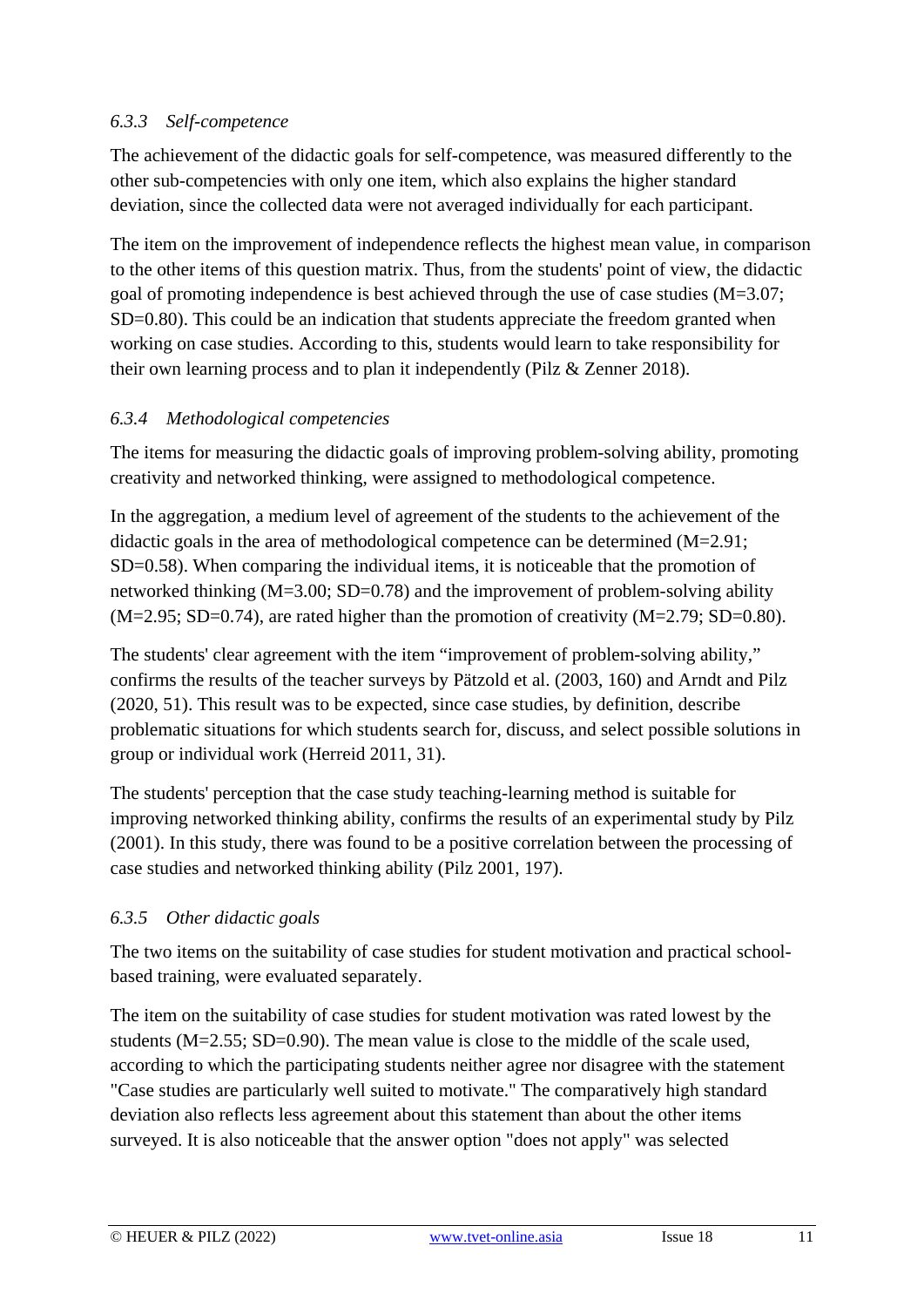### *6.3.3 Self-competence*

The achievement of the didactic goals for self-competence, was measured differently to the other sub-competencies with only one item, which also explains the higher standard deviation, since the collected data were not averaged individually for each participant.

The item on the improvement of independence reflects the highest mean value, in comparison to the other items of this question matrix. Thus, from the students' point of view, the didactic goal of promoting independence is best achieved through the use of case studies (M=3.07; SD=0.80). This could be an indication that students appreciate the freedom granted when working on case studies. According to this, students would learn to take responsibility for their own learning process and to plan it independently (Pilz & Zenner 2018).

### *6.3.4 Methodological competencies*

The items for measuring the didactic goals of improving problem-solving ability, promoting creativity and networked thinking, were assigned to methodological competence.

In the aggregation, a medium level of agreement of the students to the achievement of the didactic goals in the area of methodological competence can be determined (M=2.91; SD=0.58). When comparing the individual items, it is noticeable that the promotion of networked thinking (M=3.00; SD=0.78) and the improvement of problem-solving ability (M=2.95; SD=0.74), are rated higher than the promotion of creativity (M=2.79; SD=0.80).

The students' clear agreement with the item "improvement of problem-solving ability," confirms the results of the teacher surveys by Pätzold et al. (2003, 160) and Arndt and Pilz (2020, 51). This result was to be expected, since case studies, by definition, describe problematic situations for which students search for, discuss, and select possible solutions in group or individual work (Herreid 2011, 31).

The students' perception that the case study teaching-learning method is suitable for improving networked thinking ability, confirms the results of an experimental study by Pilz (2001). In this study, there was found to be a positive correlation between the processing of case studies and networked thinking ability (Pilz 2001, 197).

### *6.3.5 Other didactic goals*

The two items on the suitability of case studies for student motivation and practical school-based training, were evaluated separately.

The item on the suitability of case studies for student motivation was rated lowest by the students (M=2.55; SD=0.90). The mean value is close to the middle of the scale used, according to which the participating students neither agree nor disagree with the statement "Case studies are particularly well suited to motivate." The comparatively high standard deviation also reflects less agreement about this statement than about the other items surveyed. It is also noticeable that the answer option "does not apply" was selected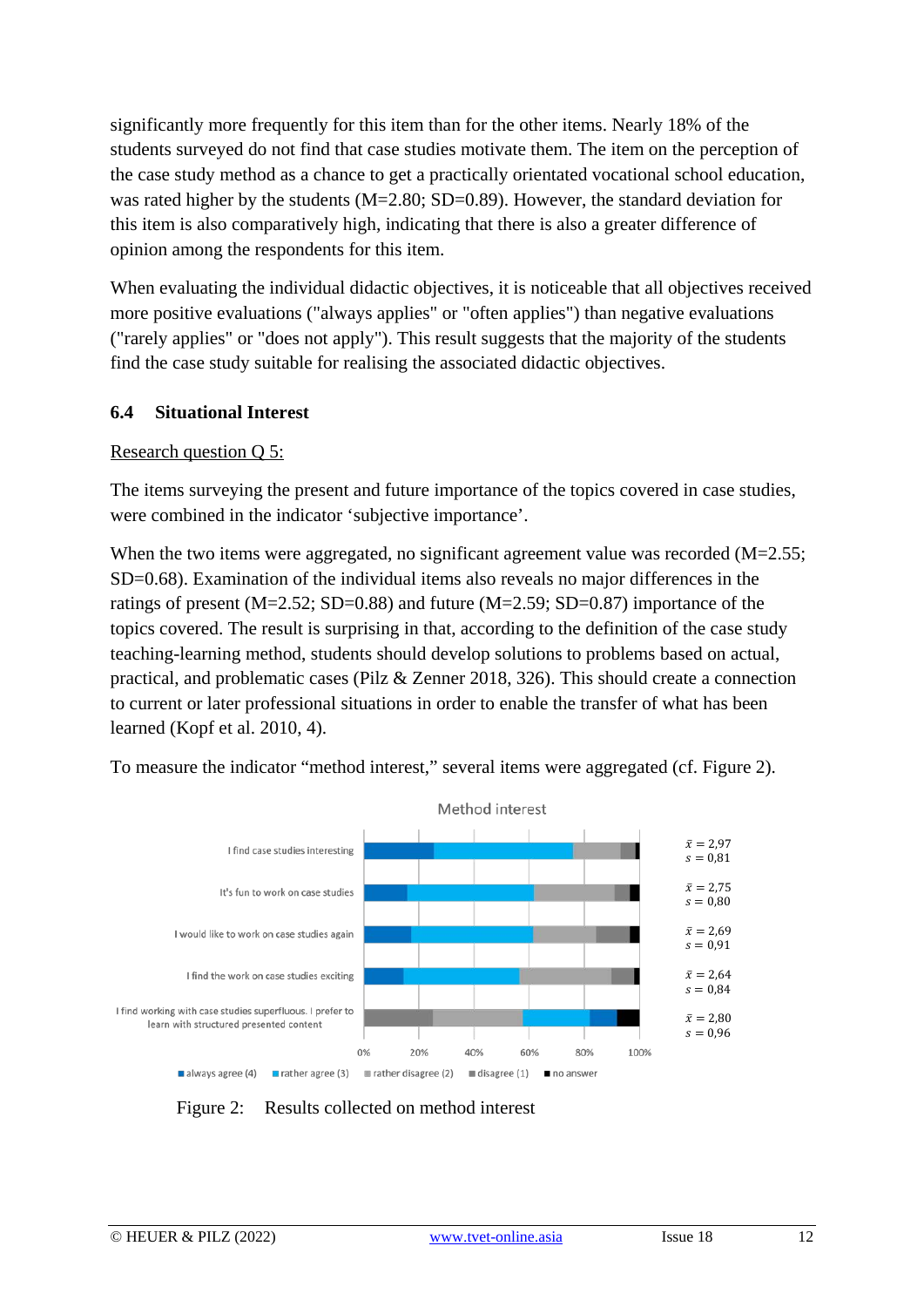significantly more frequently for this item than for the other items. Nearly 18% of the students surveyed do not find that case studies motivate them. The item on the perception of the case study method as a chance to get a practically orientated vocational school education, was rated higher by the students (M=2.80; SD=0.89). However, the standard deviation for this item is also comparatively high, indicating that there is also a greater difference of opinion among the respondents for this item.

When evaluating the individual didactic objectives, it is noticeable that all objectives received more positive evaluations ("always applies" or "often applies") than negative evaluations ("rarely applies" or "does not apply"). This result suggests that the majority of the students find the case study suitable for realising the associated didactic objectives.

### 6.4 Situational Interest

Research question Q 5:

The items surveying the present and future importance of the topics covered in case studies, were combined in the indicator 'subjective importance'.

When the two items were aggregated, no significant agreement value was recorded (M=2.55; SD=0.68). Examination of the individual items also reveals no major differences in the ratings of present (M=2.52; SD=0.88) and future (M=2.59; SD=0.87) importance of the topics covered. The result is surprising in that, according to the definition of the case study teaching-learning method, students should develop solutions to problems based on actual, practical, and problematic cases (Pilz & Zenner 2018, 326). This should create a connection to current or later professional situations in order to enable the transfer of what has been learned (Kopf et al. 2010, 4).

To measure the indicator "method interest," several items were aggregated (cf. Figure 2).

Method interest

| Item | Statistics |
|---|---|
| I find case studies interesting | $\bar{x}$ = 2,97; $s$ = 0,81 |
| It's fun to work on case studies | $\bar{x}$ = 2,75; $s$ = 0,80 |
| I would like to work on case studies again | $\bar{x}$ = 2,69; $s$ = 0,91 |
| I find the work on case studies exciting | $\bar{x}$ = 2,64; $s$ = 0,84 |
| I find working with case studies superfluous. I prefer to learn with structured presented content | $\bar{x}$ = 2,80; $s$ = 0,96 |

Legend: always agree (4), rather agree (3), rather disagree (2), disagree (1), no answer

Figure 2: Results collected on method interest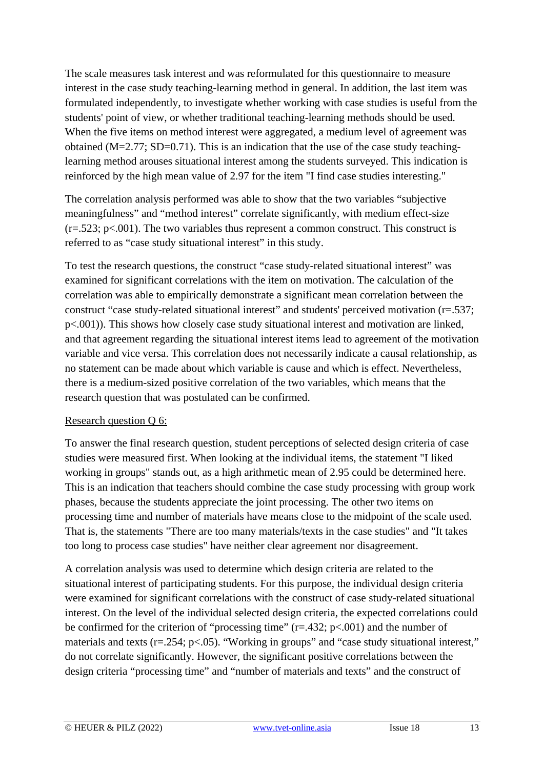The scale measures task interest and was reformulated for this questionnaire to measure interest in the case study teaching-learning method in general. In addition, the last item was formulated independently, to investigate whether working with case studies is useful from the students' point of view, or whether traditional teaching-learning methods should be used. When the five items on method interest were aggregated, a medium level of agreement was obtained (M=2.77; SD=0.71). This is an indication that the use of the case study teaching-learning method arouses situational interest among the students surveyed. This indication is reinforced by the high mean value of 2.97 for the item "I find case studies interesting."

The correlation analysis performed was able to show that the two variables "subjective meaningfulness" and "method interest" correlate significantly, with medium effect-size (r=.523; p<.001). The two variables thus represent a common construct. This construct is referred to as "case study situational interest" in this study.

To test the research questions, the construct "case study-related situational interest" was examined for significant correlations with the item on motivation. The calculation of the correlation was able to empirically demonstrate a significant mean correlation between the construct "case study-related situational interest" and students' perceived motivation (r=.537; p<.001)). This shows how closely case study situational interest and motivation are linked, and that agreement regarding the situational interest items lead to agreement of the motivation variable and vice versa. This correlation does not necessarily indicate a causal relationship, as no statement can be made about which variable is cause and which is effect. Nevertheless, there is a medium-sized positive correlation of the two variables, which means that the research question that was postulated can be confirmed.

<u>Research question Q 6:</u>

To answer the final research question, student perceptions of selected design criteria of case studies were measured first. When looking at the individual items, the statement "I liked working in groups" stands out, as a high arithmetic mean of 2.95 could be determined here. This is an indication that teachers should combine the case study processing with group work phases, because the students appreciate the joint processing. The other two items on processing time and number of materials have means close to the midpoint of the scale used. That is, the statements "There are too many materials/texts in the case studies" and "It takes too long to process case studies" have neither clear agreement nor disagreement.

A correlation analysis was used to determine which design criteria are related to the situational interest of participating students. For this purpose, the individual design criteria were examined for significant correlations with the construct of case study-related situational interest. On the level of the individual selected design criteria, the expected correlations could be confirmed for the criterion of "processing time" (r=.432; p<.001) and the number of materials and texts (r=.254; p<.05). "Working in groups" and "case study situational interest," do not correlate significantly. However, the significant positive correlations between the design criteria "processing time" and "number of materials and texts" and the construct of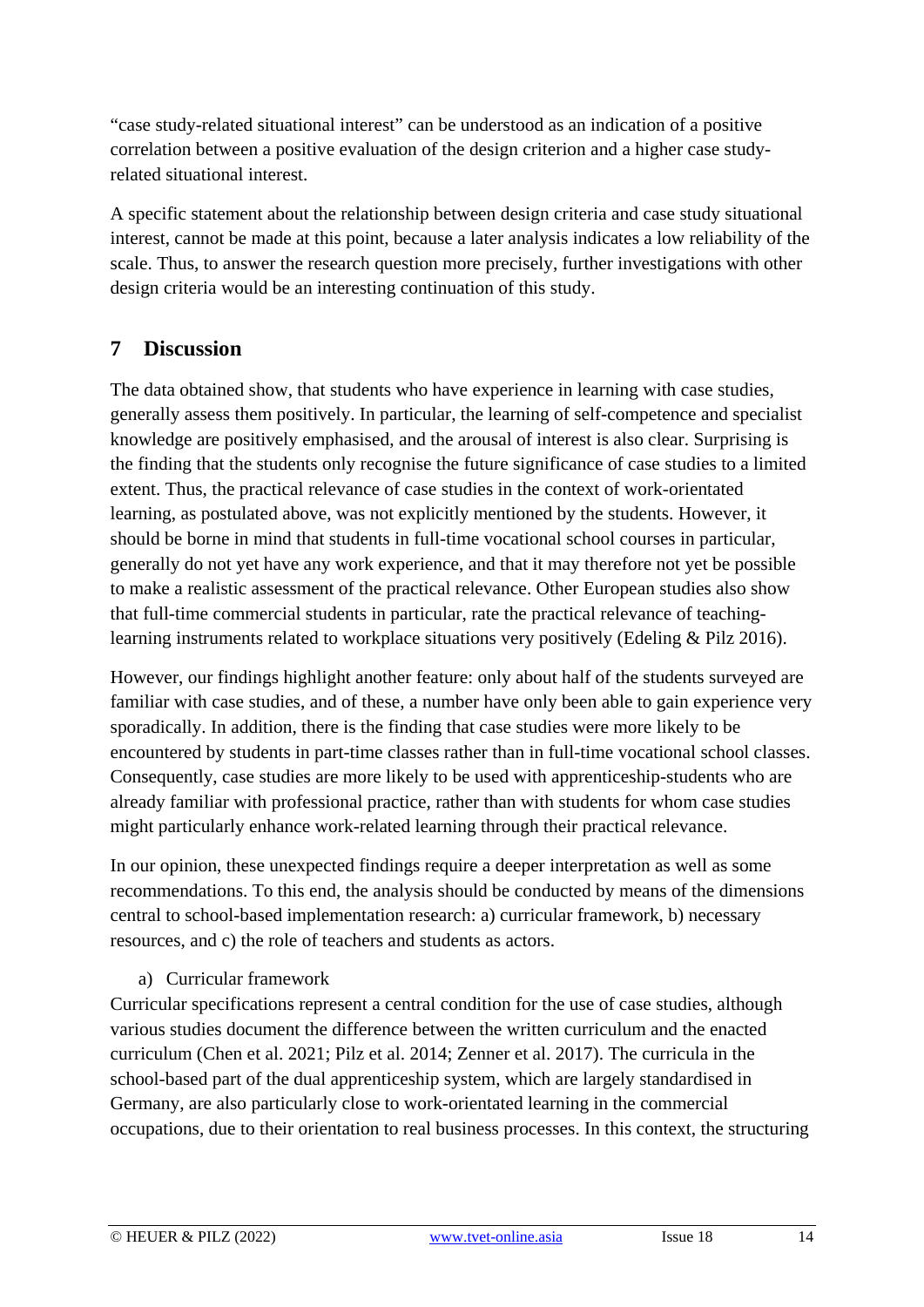"case study-related situational interest" can be understood as an indication of a positive correlation between a positive evaluation of the design criterion and a higher case study-related situational interest.

A specific statement about the relationship between design criteria and case study situational interest, cannot be made at this point, because a later analysis indicates a low reliability of the scale. Thus, to answer the research question more precisely, further investigations with other design criteria would be an interesting continuation of this study.

## 7 Discussion

The data obtained show, that students who have experience in learning with case studies, generally assess them positively. In particular, the learning of self-competence and specialist knowledge are positively emphasised, and the arousal of interest is also clear. Surprising is the finding that the students only recognise the future significance of case studies to a limited extent. Thus, the practical relevance of case studies in the context of work-orientated learning, as postulated above, was not explicitly mentioned by the students. However, it should be borne in mind that students in full-time vocational school courses in particular, generally do not yet have any work experience, and that it may therefore not yet be possible to make a realistic assessment of the practical relevance. Other European studies also show that full-time commercial students in particular, rate the practical relevance of teaching-learning instruments related to workplace situations very positively (Edeling & Pilz 2016).

However, our findings highlight another feature: only about half of the students surveyed are familiar with case studies, and of these, a number have only been able to gain experience very sporadically. In addition, there is the finding that case studies were more likely to be encountered by students in part-time classes rather than in full-time vocational school classes. Consequently, case studies are more likely to be used with apprenticeship-students who are already familiar with professional practice, rather than with students for whom case studies might particularly enhance work-related learning through their practical relevance.

In our opinion, these unexpected findings require a deeper interpretation as well as some recommendations. To this end, the analysis should be conducted by means of the dimensions central to school-based implementation research: a) curricular framework, b) necessary resources, and c) the role of teachers and students as actors.

a) Curricular framework

Curricular specifications represent a central condition for the use of case studies, although various studies document the difference between the written curriculum and the enacted curriculum (Chen et al. 2021; Pilz et al. 2014; Zenner et al. 2017). The curricula in the school-based part of the dual apprenticeship system, which are largely standardised in Germany, are also particularly close to work-orientated learning in the commercial occupations, due to their orientation to real business processes. In this context, the structuring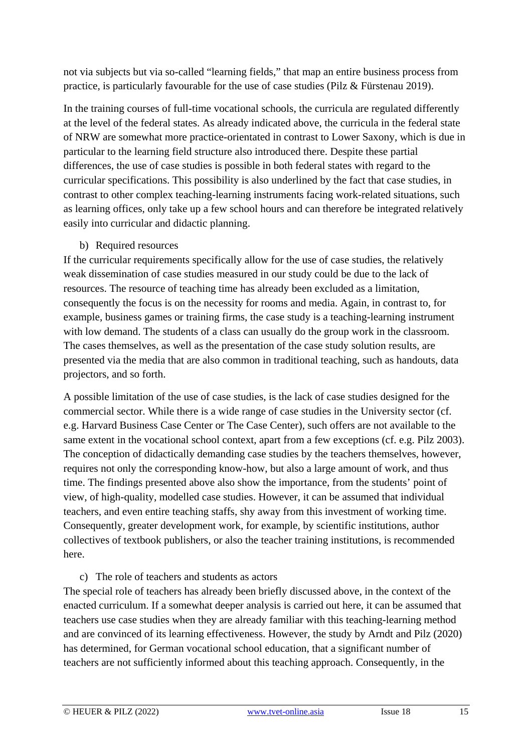not via subjects but via so-called "learning fields," that map an entire business process from practice, is particularly favourable for the use of case studies (Pilz & Fürstenau 2019).

In the training courses of full-time vocational schools, the curricula are regulated differently at the level of the federal states. As already indicated above, the curricula in the federal state of NRW are somewhat more practice-orientated in contrast to Lower Saxony, which is due in particular to the learning field structure also introduced there. Despite these partial differences, the use of case studies is possible in both federal states with regard to the curricular specifications. This possibility is also underlined by the fact that case studies, in contrast to other complex teaching-learning instruments facing work-related situations, such as learning offices, only take up a few school hours and can therefore be integrated relatively easily into curricular and didactic planning.

b) Required resources

If the curricular requirements specifically allow for the use of case studies, the relatively weak dissemination of case studies measured in our study could be due to the lack of resources. The resource of teaching time has already been excluded as a limitation, consequently the focus is on the necessity for rooms and media. Again, in contrast to, for example, business games or training firms, the case study is a teaching-learning instrument with low demand. The students of a class can usually do the group work in the classroom. The cases themselves, as well as the presentation of the case study solution results, are presented via the media that are also common in traditional teaching, such as handouts, data projectors, and so forth.

A possible limitation of the use of case studies, is the lack of case studies designed for the commercial sector. While there is a wide range of case studies in the University sector (cf. e.g. Harvard Business Case Center or The Case Center), such offers are not available to the same extent in the vocational school context, apart from a few exceptions (cf. e.g. Pilz 2003). The conception of didactically demanding case studies by the teachers themselves, however, requires not only the corresponding know-how, but also a large amount of work, and thus time. The findings presented above also show the importance, from the students' point of view, of high-quality, modelled case studies. However, it can be assumed that individual teachers, and even entire teaching staffs, shy away from this investment of working time. Consequently, greater development work, for example, by scientific institutions, author collectives of textbook publishers, or also the teacher training institutions, is recommended here.

c) The role of teachers and students as actors

The special role of teachers has already been briefly discussed above, in the context of the enacted curriculum. If a somewhat deeper analysis is carried out here, it can be assumed that teachers use case studies when they are already familiar with this teaching-learning method and are convinced of its learning effectiveness. However, the study by Arndt and Pilz (2020) has determined, for German vocational school education, that a significant number of teachers are not sufficiently informed about this teaching approach. Consequently, in the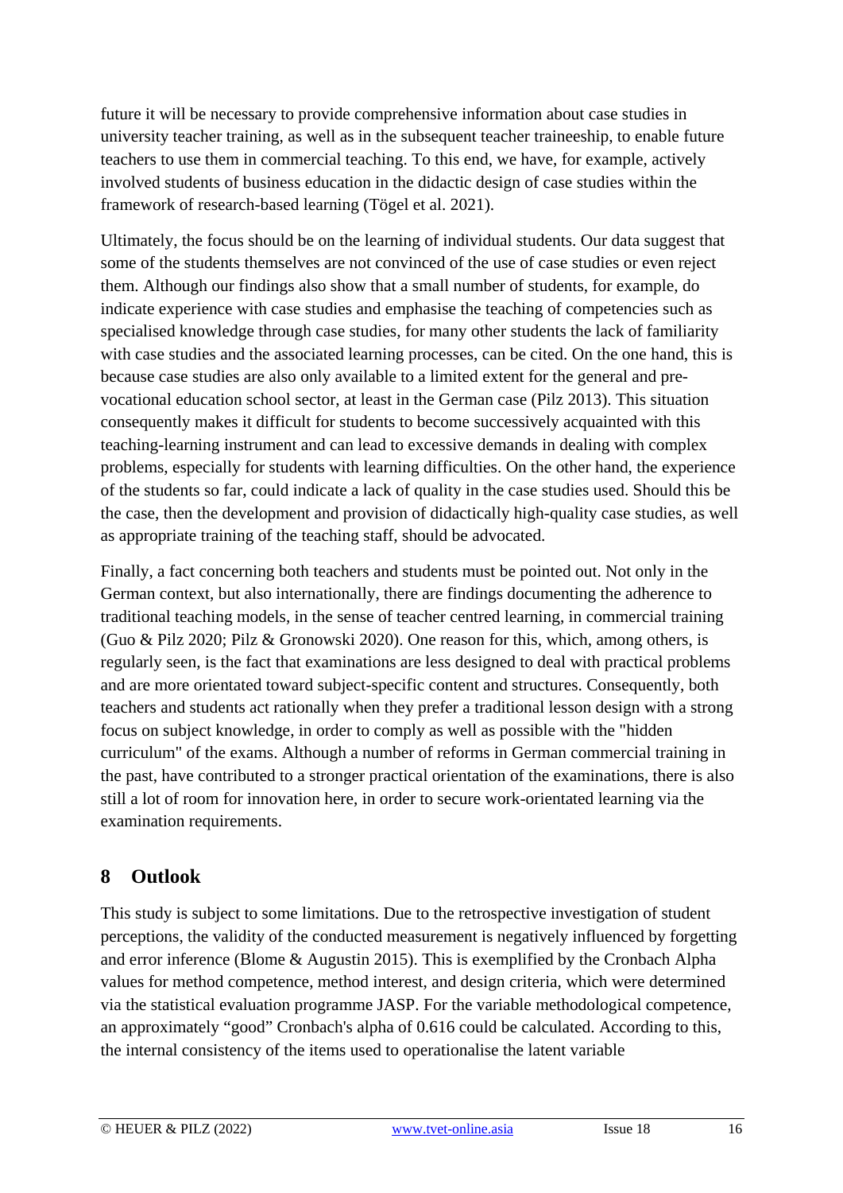future it will be necessary to provide comprehensive information about case studies in university teacher training, as well as in the subsequent teacher traineeship, to enable future teachers to use them in commercial teaching. To this end, we have, for example, actively involved students of business education in the didactic design of case studies within the framework of research-based learning (Tögel et al. 2021).

Ultimately, the focus should be on the learning of individual students. Our data suggest that some of the students themselves are not convinced of the use of case studies or even reject them. Although our findings also show that a small number of students, for example, do indicate experience with case studies and emphasise the teaching of competencies such as specialised knowledge through case studies, for many other students the lack of familiarity with case studies and the associated learning processes, can be cited. On the one hand, this is because case studies are also only available to a limited extent for the general and pre-vocational education school sector, at least in the German case (Pilz 2013). This situation consequently makes it difficult for students to become successively acquainted with this teaching-learning instrument and can lead to excessive demands in dealing with complex problems, especially for students with learning difficulties. On the other hand, the experience of the students so far, could indicate a lack of quality in the case studies used. Should this be the case, then the development and provision of didactically high-quality case studies, as well as appropriate training of the teaching staff, should be advocated.

Finally, a fact concerning both teachers and students must be pointed out. Not only in the German context, but also internationally, there are findings documenting the adherence to traditional teaching models, in the sense of teacher centred learning, in commercial training (Guo & Pilz 2020; Pilz & Gronowski 2020). One reason for this, which, among others, is regularly seen, is the fact that examinations are less designed to deal with practical problems and are more orientated toward subject-specific content and structures. Consequently, both teachers and students act rationally when they prefer a traditional lesson design with a strong focus on subject knowledge, in order to comply as well as possible with the "hidden curriculum" of the exams. Although a number of reforms in German commercial training in the past, have contributed to a stronger practical orientation of the examinations, there is also still a lot of room for innovation here, in order to secure work-orientated learning via the examination requirements.

## 8 Outlook

This study is subject to some limitations. Due to the retrospective investigation of student perceptions, the validity of the conducted measurement is negatively influenced by forgetting and error inference (Blome & Augustin 2015). This is exemplified by the Cronbach Alpha values for method competence, method interest, and design criteria, which were determined via the statistical evaluation programme JASP. For the variable methodological competence, an approximately “good” Cronbach's alpha of 0.616 could be calculated. According to this, the internal consistency of the items used to operationalise the latent variable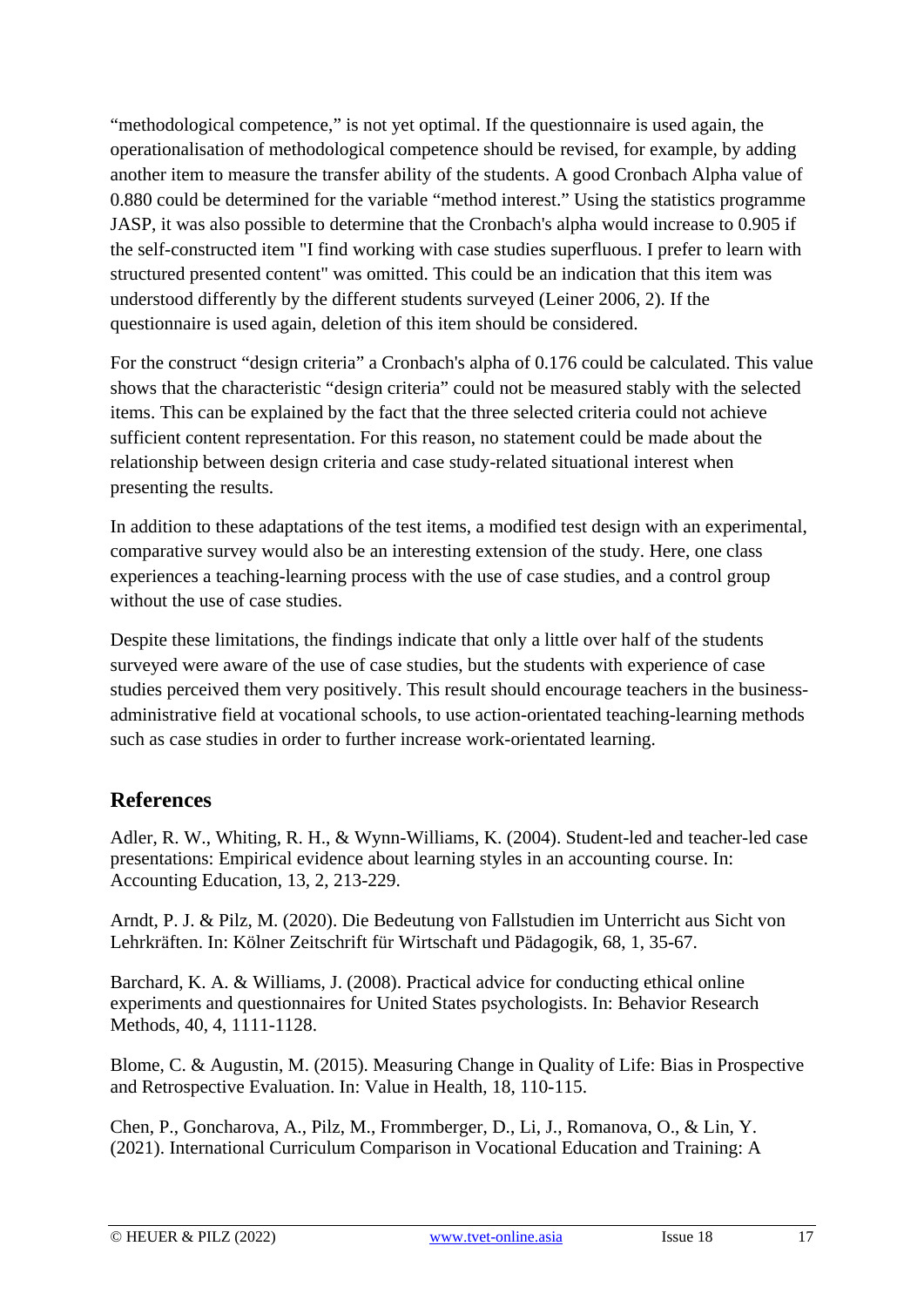"methodological competence," is not yet optimal. If the questionnaire is used again, the operationalisation of methodological competence should be revised, for example, by adding another item to measure the transfer ability of the students. A good Cronbach Alpha value of 0.880 could be determined for the variable "method interest." Using the statistics programme JASP, it was also possible to determine that the Cronbach's alpha would increase to 0.905 if the self-constructed item "I find working with case studies superfluous. I prefer to learn with structured presented content" was omitted. This could be an indication that this item was understood differently by the different students surveyed (Leiner 2006, 2). If the questionnaire is used again, deletion of this item should be considered.

For the construct "design criteria" a Cronbach's alpha of 0.176 could be calculated. This value shows that the characteristic "design criteria" could not be measured stably with the selected items. This can be explained by the fact that the three selected criteria could not achieve sufficient content representation. For this reason, no statement could be made about the relationship between design criteria and case study-related situational interest when presenting the results.

In addition to these adaptations of the test items, a modified test design with an experimental, comparative survey would also be an interesting extension of the study. Here, one class experiences a teaching-learning process with the use of case studies, and a control group without the use of case studies.

Despite these limitations, the findings indicate that only a little over half of the students surveyed were aware of the use of case studies, but the students with experience of case studies perceived them very positively. This result should encourage teachers in the business-administrative field at vocational schools, to use action-orientated teaching-learning methods such as case studies in order to further increase work-orientated learning.

## References

Adler, R. W., Whiting, R. H., & Wynn-Williams, K. (2004). Student-led and teacher-led case presentations: Empirical evidence about learning styles in an accounting course. In: Accounting Education, 13, 2, 213-229.

Arndt, P. J. & Pilz, M. (2020). Die Bedeutung von Fallstudien im Unterricht aus Sicht von Lehrkräften. In: Kölner Zeitschrift für Wirtschaft und Pädagogik, 68, 1, 35-67.

Barchard, K. A. & Williams, J. (2008). Practical advice for conducting ethical online experiments and questionnaires for United States psychologists. In: Behavior Research Methods, 40, 4, 1111-1128.

Blome, C. & Augustin, M. (2015). Measuring Change in Quality of Life: Bias in Prospective and Retrospective Evaluation. In: Value in Health, 18, 110-115.

Chen, P., Goncharova, A., Pilz, M., Frommberger, D., Li, J., Romanova, O., & Lin, Y. (2021). International Curriculum Comparison in Vocational Education and Training: A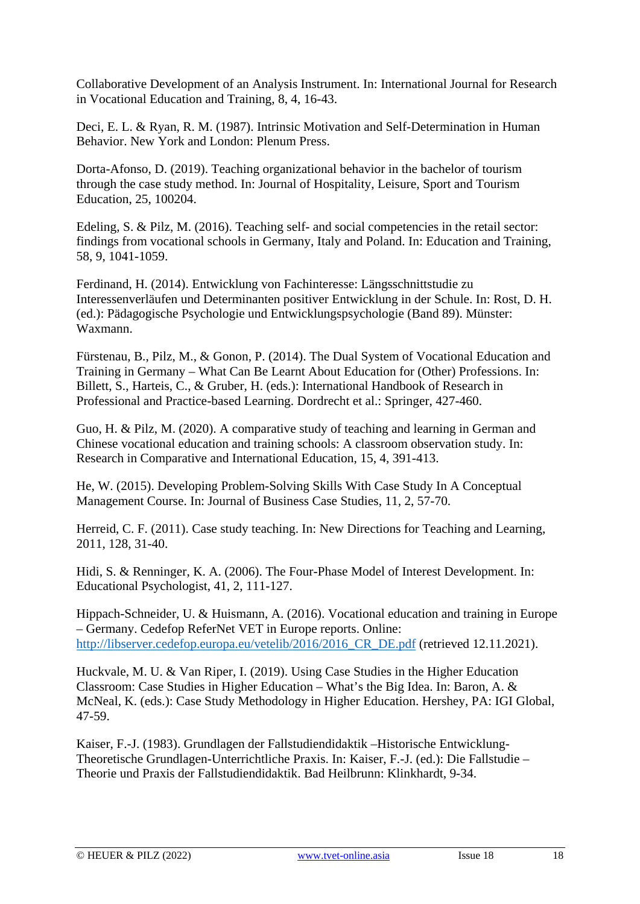Collaborative Development of an Analysis Instrument. In: International Journal for Research in Vocational Education and Training, 8, 4, 16-43.

Deci, E. L. & Ryan, R. M. (1987). Intrinsic Motivation and Self-Determination in Human Behavior. New York and London: Plenum Press.

Dorta-Afonso, D. (2019). Teaching organizational behavior in the bachelor of tourism through the case study method. In: Journal of Hospitality, Leisure, Sport and Tourism Education, 25, 100204.

Edeling, S. & Pilz, M. (2016). Teaching self- and social competencies in the retail sector: findings from vocational schools in Germany, Italy and Poland. In: Education and Training, 58, 9, 1041-1059.

Ferdinand, H. (2014). Entwicklung von Fachinteresse: Längsschnittstudie zu Interessenverläufen und Determinanten positiver Entwicklung in der Schule. In: Rost, D. H. (ed.): Pädagogische Psychologie und Entwicklungspsychologie (Band 89). Münster: Waxmann.

Fürstenau, B., Pilz, M., & Gonon, P. (2014). The Dual System of Vocational Education and Training in Germany – What Can Be Learnt About Education for (Other) Professions. In: Billett, S., Harteis, C., & Gruber, H. (eds.): International Handbook of Research in Professional and Practice-based Learning. Dordrecht et al.: Springer, 427-460.

Guo, H. & Pilz, M. (2020). A comparative study of teaching and learning in German and Chinese vocational education and training schools: A classroom observation study. In: Research in Comparative and International Education, 15, 4, 391-413.

He, W. (2015). Developing Problem-Solving Skills With Case Study In A Conceptual Management Course. In: Journal of Business Case Studies, 11, 2, 57-70.

Herreid, C. F. (2011). Case study teaching. In: New Directions for Teaching and Learning, 2011, 128, 31-40.

Hidi, S. & Renninger, K. A. (2006). The Four-Phase Model of Interest Development. In: Educational Psychologist, 41, 2, 111-127.

Hippach-Schneider, U. & Huismann, A. (2016). Vocational education and training in Europe – Germany. Cedefop ReferNet VET in Europe reports. Online: http://libserver.cedefop.europa.eu/vetelib/2016/2016_CR_DE.pdf (retrieved 12.11.2021).

Huckvale, M. U. & Van Riper, I. (2019). Using Case Studies in the Higher Education Classroom: Case Studies in Higher Education – What's the Big Idea. In: Baron, A. & McNeal, K. (eds.): Case Study Methodology in Higher Education. Hershey, PA: IGI Global, 47-59.

Kaiser, F.-J. (1983). Grundlagen der Fallstudiendidaktik –Historische Entwicklung-Theoretische Grundlagen-Unterrichtliche Praxis. In: Kaiser, F.-J. (ed.): Die Fallstudie – Theorie und Praxis der Fallstudiendidaktik. Bad Heilbrunn: Klinkhardt, 9-34.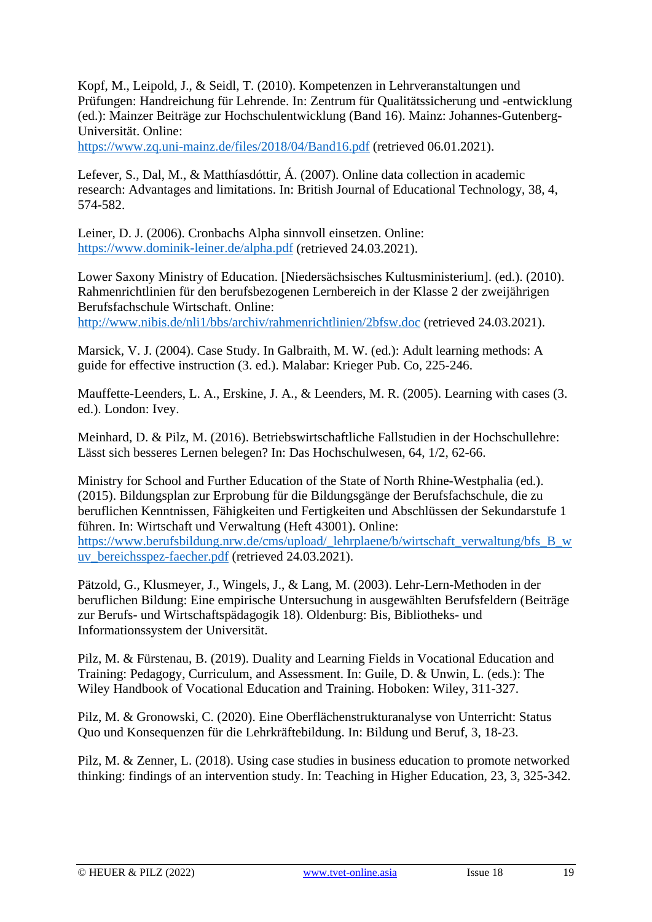Kopf, M., Leipold, J., & Seidl, T. (2010). Kompetenzen in Lehrveranstaltungen und Prüfungen: Handreichung für Lehrende. In: Zentrum für Qualitätssicherung und -entwicklung (ed.): Mainzer Beiträge zur Hochschulentwicklung (Band 16). Mainz: Johannes-Gutenberg-Universität. Online: https://www.zq.uni-mainz.de/files/2018/04/Band16.pdf (retrieved 06.01.2021).

Lefever, S., Dal, M., & Matthíasdóttir, Á. (2007). Online data collection in academic research: Advantages and limitations. In: British Journal of Educational Technology, 38, 4, 574-582.

Leiner, D. J. (2006). Cronbachs Alpha sinnvoll einsetzen. Online: https://www.dominik-leiner.de/alpha.pdf (retrieved 24.03.2021).

Lower Saxony Ministry of Education. [Niedersächsisches Kultusministerium]. (ed.). (2010). Rahmenrichtlinien für den berufsbezogenen Lernbereich in der Klasse 2 der zweijährigen Berufsfachschule Wirtschaft. Online: http://www.nibis.de/nli1/bbs/archiv/rahmenrichtlinien/2bfsw.doc (retrieved 24.03.2021).

Marsick, V. J. (2004). Case Study. In Galbraith, M. W. (ed.): Adult learning methods: A guide for effective instruction (3. ed.). Malabar: Krieger Pub. Co, 225-246.

Mauffette-Leenders, L. A., Erskine, J. A., & Leenders, M. R. (2005). Learning with cases (3. ed.). London: Ivey.

Meinhard, D. & Pilz, M. (2016). Betriebswirtschaftliche Fallstudien in der Hochschullehre: Lässt sich besseres Lernen belegen? In: Das Hochschulwesen, 64, 1/2, 62-66.

Ministry for School and Further Education of the State of North Rhine-Westphalia (ed.). (2015). Bildungsplan zur Erprobung für die Bildungsgänge der Berufsfachschule, die zu beruflichen Kenntnissen, Fähigkeiten und Fertigkeiten und Abschlüssen der Sekundarstufe 1 führen. In: Wirtschaft und Verwaltung (Heft 43001). Online: https://www.berufsbildung.nrw.de/cms/upload/_lehrplaene/b/wirtschaft_verwaltung/bfs_B_wuv_bereichsspez-faecher.pdf (retrieved 24.03.2021).

Pätzold, G., Klusmeyer, J., Wingels, J., & Lang, M. (2003). Lehr-Lern-Methoden in der beruflichen Bildung: Eine empirische Untersuchung in ausgewählten Berufsfeldern (Beiträge zur Berufs- und Wirtschaftspädagogik 18). Oldenburg: Bis, Bibliotheks- und Informationssystem der Universität.

Pilz, M. & Fürstenau, B. (2019). Duality and Learning Fields in Vocational Education and Training: Pedagogy, Curriculum, and Assessment. In: Guile, D. & Unwin, L. (eds.): The Wiley Handbook of Vocational Education and Training. Hoboken: Wiley, 311-327.

Pilz, M. & Gronowski, C. (2020). Eine Oberflächenstrukturanalyse von Unterricht: Status Quo und Konsequenzen für die Lehrkräftebildung. In: Bildung und Beruf, 3, 18-23.

Pilz, M. & Zenner, L. (2018). Using case studies in business education to promote networked thinking: findings of an intervention study. In: Teaching in Higher Education, 23, 3, 325-342.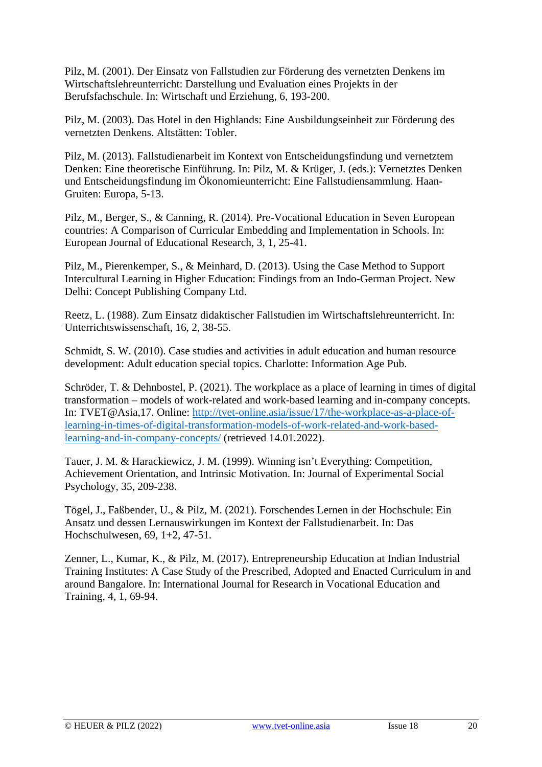Pilz, M. (2001). Der Einsatz von Fallstudien zur Förderung des vernetzten Denkens im Wirtschaftslehreunterricht: Darstellung und Evaluation eines Projekts in der Berufsfachschule. In: Wirtschaft und Erziehung, 6, 193-200.

Pilz, M. (2003). Das Hotel in den Highlands: Eine Ausbildungseinheit zur Förderung des vernetzten Denkens. Altstätten: Tobler.

Pilz, M. (2013). Fallstudienarbeit im Kontext von Entscheidungsfindung und vernetztem Denken: Eine theoretische Einführung. In: Pilz, M. & Krüger, J. (eds.): Vernetztes Denken und Entscheidungsfindung im Ökonomieunterricht: Eine Fallstudiensammlung. Haan-Gruiten: Europa, 5-13.

Pilz, M., Berger, S., & Canning, R. (2014). Pre-Vocational Education in Seven European countries: A Comparison of Curricular Embedding and Implementation in Schools. In: European Journal of Educational Research, 3, 1, 25-41.

Pilz, M., Pierenkemper, S., & Meinhard, D. (2013). Using the Case Method to Support Intercultural Learning in Higher Education: Findings from an Indo-German Project. New Delhi: Concept Publishing Company Ltd.

Reetz, L. (1988). Zum Einsatz didaktischer Fallstudien im Wirtschaftslehreunterricht. In: Unterrichtswissenschaft, 16, 2, 38-55.

Schmidt, S. W. (2010). Case studies and activities in adult education and human resource development: Adult education special topics. Charlotte: Information Age Pub.

Schröder, T. & Dehnbostel, P. (2021). The workplace as a place of learning in times of digital transformation – models of work-related and work-based learning and in-company concepts. In: TVET@Asia,17. Online: [http://tvet-online.asia/issue/17/the-workplace-as-a-place-of-learning-in-times-of-digital-transformation-models-of-work-related-and-work-based-learning-and-in-company-concepts/](http://tvet-online.asia/issue/17/the-workplace-as-a-place-of-learning-in-times-of-digital-transformation-models-of-work-related-and-work-based-learning-and-in-company-concepts/) (retrieved 14.01.2022).

Tauer, J. M. & Harackiewicz, J. M. (1999). Winning isn't Everything: Competition, Achievement Orientation, and Intrinsic Motivation. In: Journal of Experimental Social Psychology, 35, 209-238.

Tögel, J., Faßbender, U., & Pilz, M. (2021). Forschendes Lernen in der Hochschule: Ein Ansatz und dessen Lernauswirkungen im Kontext der Fallstudienarbeit. In: Das Hochschulwesen, 69, 1+2, 47-51.

Zenner, L., Kumar, K., & Pilz, M. (2017). Entrepreneurship Education at Indian Industrial Training Institutes: A Case Study of the Prescribed, Adopted and Enacted Curriculum in and around Bangalore. In: International Journal for Research in Vocational Education and Training, 4, 1, 69-94.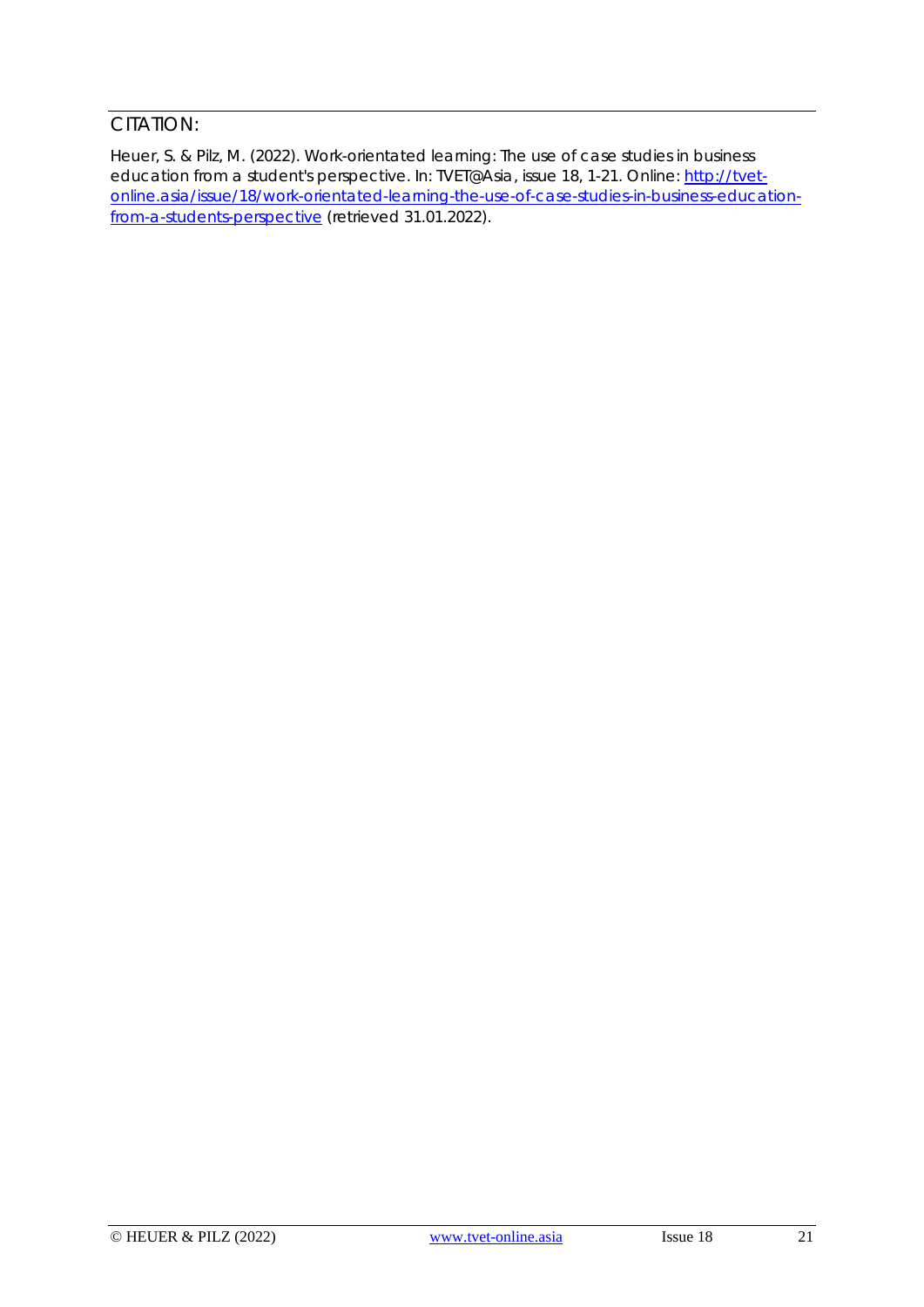## CITATION:

Heuer, S. & Pilz, M. (2022). Work-orientated learning: The use of case studies in business education from a student's perspective. In: TVET@Asia, issue 18, 1-21. Online: [http://tvet-online.asia/issue/18/work-orientated-learning-the-use-of-case-studies-in-business-education-from-a-students-perspective](http://tvet-online.asia/issue/18/work-orientated-learning-the-use-of-case-studies-in-business-education-from-a-students-perspective) (retrieved 31.01.2022).